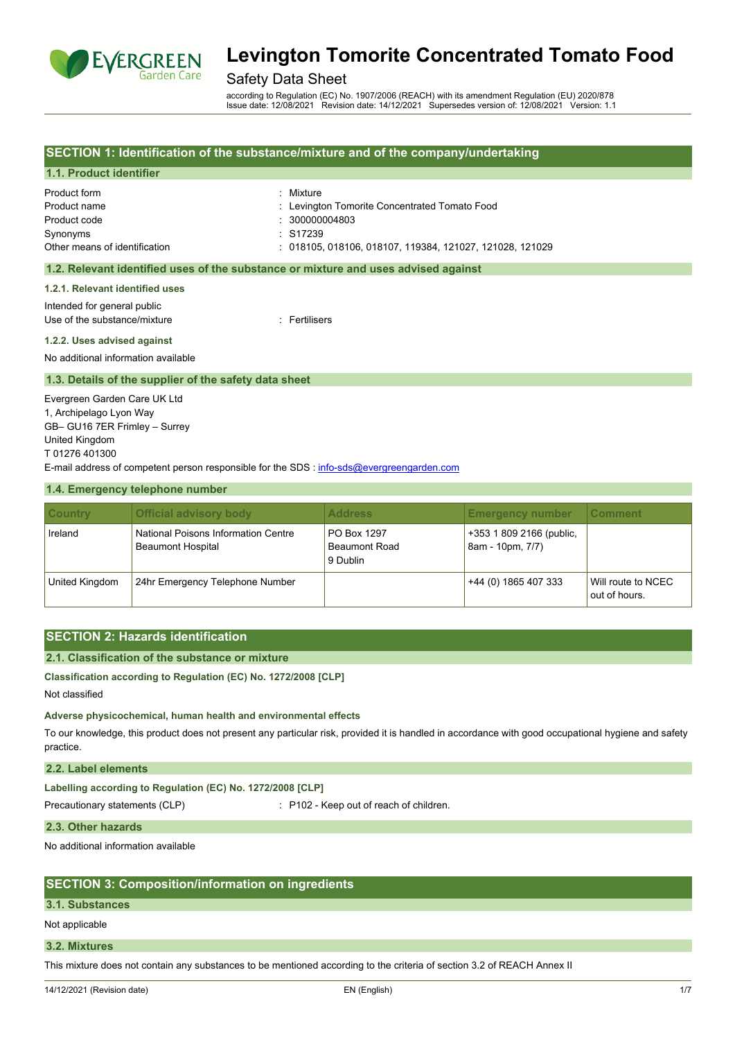# Levington Tomorite Concentrated Tomato Food

Safety Data Sheet

according to Regulation (EC) No. 1907/2006 (REACH) with its amendment Regulation (EU) 2020/878
Issue date: 12/08/2021 Revision date: 14/12/2021 Supersedes version of: 12/08/2021 Version: 1.1

## SECTION 1: Identification of the substance/mixture and of the company/undertaking

### 1.1. Product identifier

| | |
|---|---|
| Product form | : Mixture |
| Product name | : Levington Tomorite Concentrated Tomato Food |
| Product code | : 300000004803 |
| Synonyms | : S17239 |
| Other means of identification | : 018105, 018106, 018107, 119384, 121027, 121028, 121029 |

### 1.2. Relevant identified uses of the substance or mixture and uses advised against

#### 1.2.1. Relevant identified uses

Intended for general public
Use of the substance/mixture : Fertilisers

#### 1.2.2. Uses advised against

No additional information available

### 1.3. Details of the supplier of the safety data sheet

Evergreen Garden Care UK Ltd
1, Archipelago Lyon Way
GB– GU16 7ER Frimley – Surrey
United Kingdom
T 01276 401300
E-mail address of competent person responsible for the SDS : info-sds@evergreengarden.com

### 1.4. Emergency telephone number

| Country | Official advisory body | Address | Emergency number | Comment |
|---|---|---|---|---|
| Ireland | National Poisons Information Centre Beaumont Hospital | PO Box 1297 Beaumont Road 9 Dublin | +353 1 809 2166 (public, 8am - 10pm, 7/7) | |
| United Kingdom | 24hr Emergency Telephone Number | | +44 (0) 1865 407 333 | Will route to NCEC out of hours. |

## SECTION 2: Hazards identification

### 2.1. Classification of the substance or mixture

#### Classification according to Regulation (EC) No. 1272/2008 [CLP]

Not classified

#### Adverse physicochemical, human health and environmental effects

To our knowledge, this product does not present any particular risk, provided it is handled in accordance with good occupational hygiene and safety practice.

### 2.2. Label elements

#### Labelling according to Regulation (EC) No. 1272/2008 [CLP]

Precautionary statements (CLP) : P102 - Keep out of reach of children.

### 2.3. Other hazards

No additional information available

## SECTION 3: Composition/information on ingredients

### 3.1. Substances

Not applicable

### 3.2. Mixtures

This mixture does not contain any substances to be mentioned according to the criteria of section 3.2 of REACH Annex II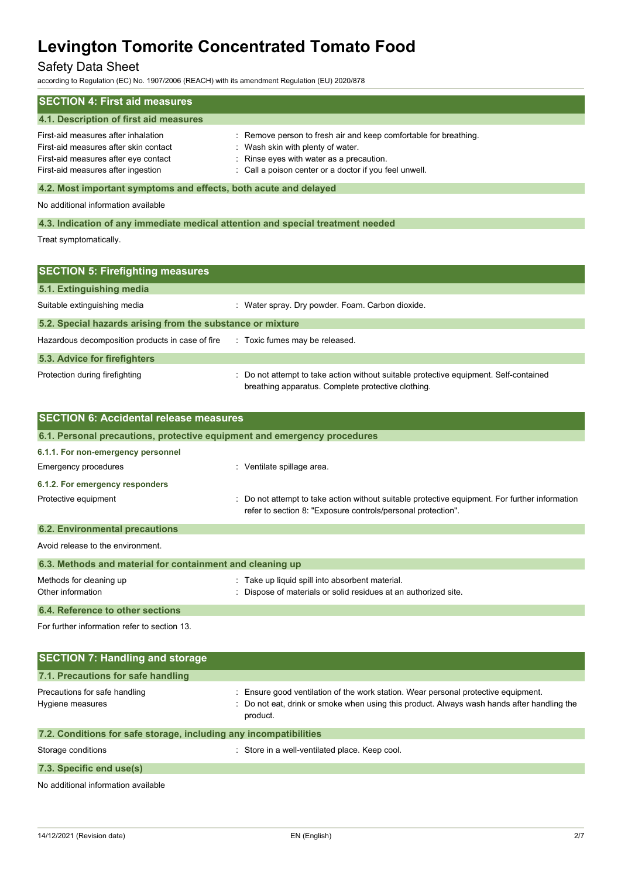## SECTION 4: First aid measures

### 4.1. Description of first aid measures

| | |
|---|---|
| First-aid measures after inhalation | : Remove person to fresh air and keep comfortable for breathing. |
| First-aid measures after skin contact | : Wash skin with plenty of water. |
| First-aid measures after eye contact | : Rinse eyes with water as a precaution. |
| First-aid measures after ingestion | : Call a poison center or a doctor if you feel unwell. |

### 4.2. Most important symptoms and effects, both acute and delayed

No additional information available

### 4.3. Indication of any immediate medical attention and special treatment needed

Treat symptomatically.

## SECTION 5: Firefighting measures

### 5.1. Extinguishing media

| | |
|---|---|
| Suitable extinguishing media | : Water spray. Dry powder. Foam. Carbon dioxide. |

### 5.2. Special hazards arising from the substance or mixture

| | |
|---|---|
| Hazardous decomposition products in case of fire | : Toxic fumes may be released. |

### 5.3. Advice for firefighters

| | |
|---|---|
| Protection during firefighting | : Do not attempt to take action without suitable protective equipment. Self-contained breathing apparatus. Complete protective clothing. |

## SECTION 6: Accidental release measures

### 6.1. Personal precautions, protective equipment and emergency procedures

#### 6.1.1. For non-emergency personnel

| | |
|---|---|
| Emergency procedures | : Ventilate spillage area. |

#### 6.1.2. For emergency responders

| | |
|---|---|
| Protective equipment | : Do not attempt to take action without suitable protective equipment. For further information refer to section 8: "Exposure controls/personal protection". |

### 6.2. Environmental precautions

Avoid release to the environment.

### 6.3. Methods and material for containment and cleaning up

| | |
|---|---|
| Methods for cleaning up | : Take up liquid spill into absorbent material. |
| Other information | : Dispose of materials or solid residues at an authorized site. |

### 6.4. Reference to other sections

For further information refer to section 13.

## SECTION 7: Handling and storage

### 7.1. Precautions for safe handling

| | |
|---|---|
| Precautions for safe handling | : Ensure good ventilation of the work station. Wear personal protective equipment. |
| Hygiene measures | : Do not eat, drink or smoke when using this product. Always wash hands after handling the product. |

### 7.2. Conditions for safe storage, including any incompatibilities

| | |
|---|---|
| Storage conditions | : Store in a well-ventilated place. Keep cool. |

### 7.3. Specific end use(s)

No additional information available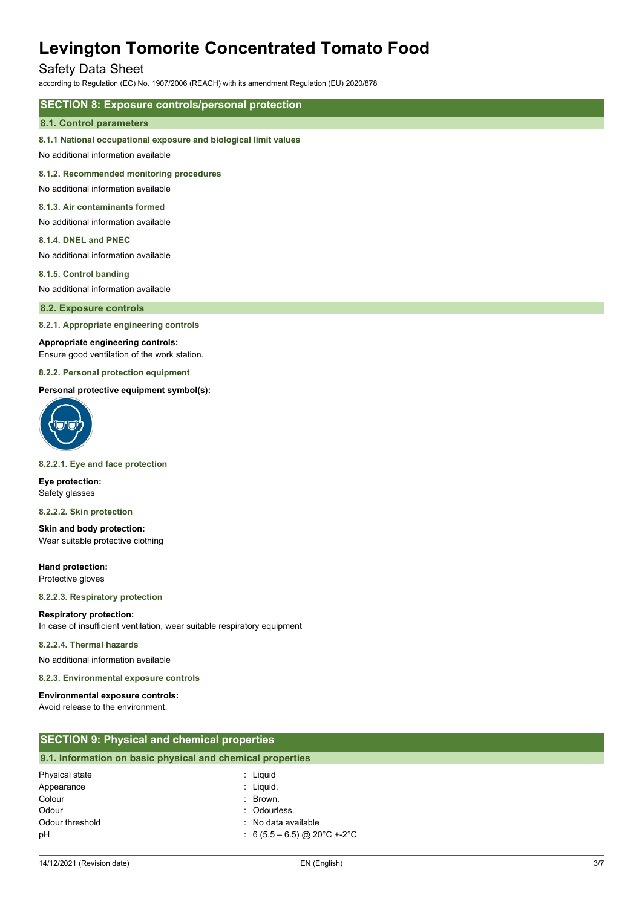## SECTION 8: Exposure controls/personal protection

### 8.1. Control parameters

#### 8.1.1 National occupational exposure and biological limit values

No additional information available

#### 8.1.2. Recommended monitoring procedures

No additional information available

#### 8.1.3. Air contaminants formed

No additional information available

#### 8.1.4. DNEL and PNEC

No additional information available

#### 8.1.5. Control banding

No additional information available

### 8.2. Exposure controls

#### 8.2.1. Appropriate engineering controls

**Appropriate engineering controls:**
Ensure good ventilation of the work station.

#### 8.2.2. Personal protection equipment

**Personal protective equipment symbol(s):**

#### 8.2.2.1. Eye and face protection

**Eye protection:**
Safety glasses

#### 8.2.2.2. Skin protection

**Skin and body protection:**
Wear suitable protective clothing

**Hand protection:**
Protective gloves

#### 8.2.2.3. Respiratory protection

**Respiratory protection:**
In case of insufficient ventilation, wear suitable respiratory equipment

#### 8.2.2.4. Thermal hazards

No additional information available

#### 8.2.3. Environmental exposure controls

**Environmental exposure controls:**
Avoid release to the environment.

## SECTION 9: Physical and chemical properties

### 9.1. Information on basic physical and chemical properties

| | |
|---|---|
| Physical state | : Liquid |
| Appearance | : Liquid. |
| Colour | : Brown. |
| Odour | : Odourless. |
| Odour threshold | : No data available |
| pH | : 6 (5.5 – 6.5) @ 20°C +-2°C |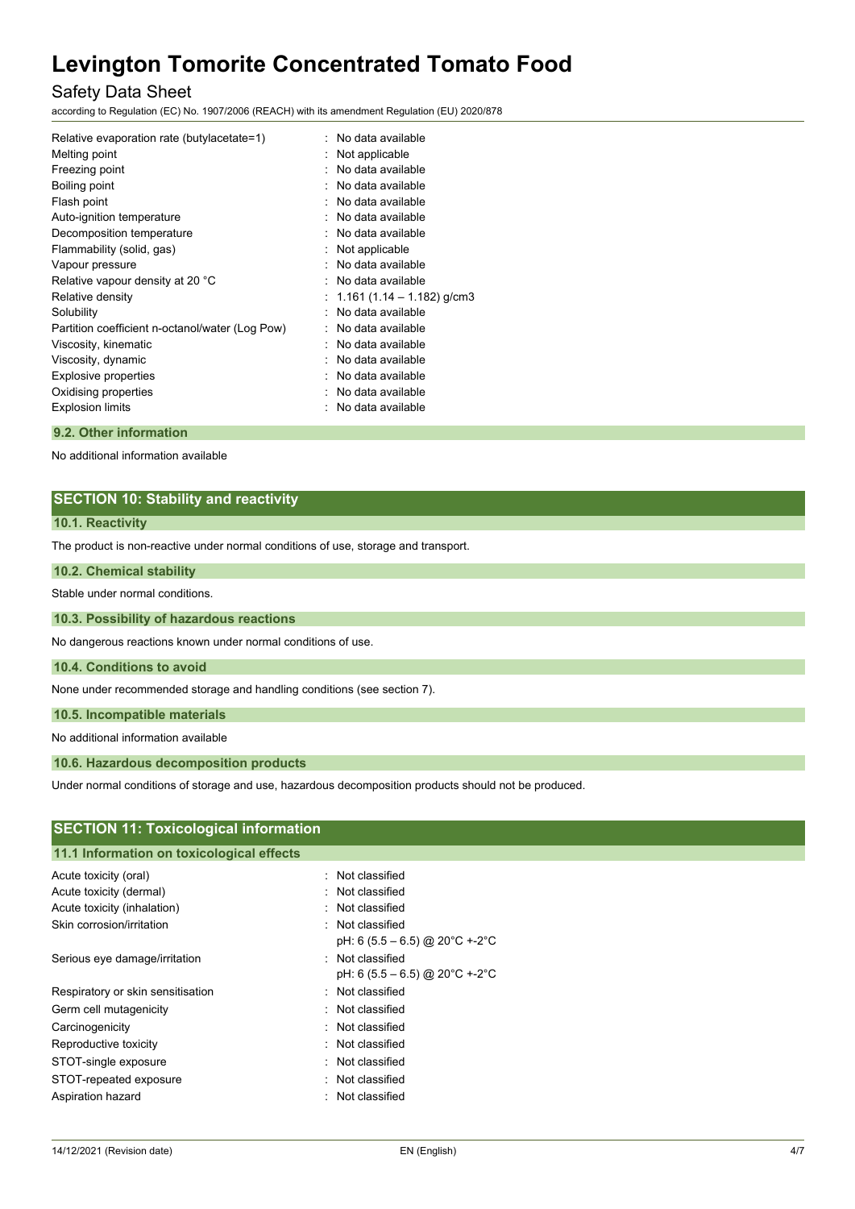| | |
|---|---|
| Relative evaporation rate (butylacetate=1) | : No data available |
| Melting point | : Not applicable |
| Freezing point | : No data available |
| Boiling point | : No data available |
| Flash point | : No data available |
| Auto-ignition temperature | : No data available |
| Decomposition temperature | : No data available |
| Flammability (solid, gas) | : Not applicable |
| Vapour pressure | : No data available |
| Relative vapour density at 20 °C | : No data available |
| Relative density | : 1.161 (1.14 – 1.182) g/cm3 |
| Solubility | : No data available |
| Partition coefficient n-octanol/water (Log Pow) | : No data available |
| Viscosity, kinematic | : No data available |
| Viscosity, dynamic | : No data available |
| Explosive properties | : No data available |
| Oxidising properties | : No data available |
| Explosion limits | : No data available |

### 9.2. Other information

No additional information available

## SECTION 10: Stability and reactivity

### 10.1. Reactivity

The product is non-reactive under normal conditions of use, storage and transport.

### 10.2. Chemical stability

Stable under normal conditions.

### 10.3. Possibility of hazardous reactions

No dangerous reactions known under normal conditions of use.

### 10.4. Conditions to avoid

None under recommended storage and handling conditions (see section 7).

### 10.5. Incompatible materials

No additional information available

### 10.6. Hazardous decomposition products

Under normal conditions of storage and use, hazardous decomposition products should not be produced.

## SECTION 11: Toxicological information

### 11.1 Information on toxicological effects

| | |
|---|---|
| Acute toxicity (oral) | : Not classified |
| Acute toxicity (dermal) | : Not classified |
| Acute toxicity (inhalation) | : Not classified |
| Skin corrosion/irritation | : Not classified<br>pH: 6 (5.5 – 6.5) @ 20°C +-2°C |
| Serious eye damage/irritation | : Not classified<br>pH: 6 (5.5 – 6.5) @ 20°C +-2°C |
| Respiratory or skin sensitisation | : Not classified |
| Germ cell mutagenicity | : Not classified |
| Carcinogenicity | : Not classified |
| Reproductive toxicity | : Not classified |
| STOT-single exposure | : Not classified |
| STOT-repeated exposure | : Not classified |
| Aspiration hazard | : Not classified |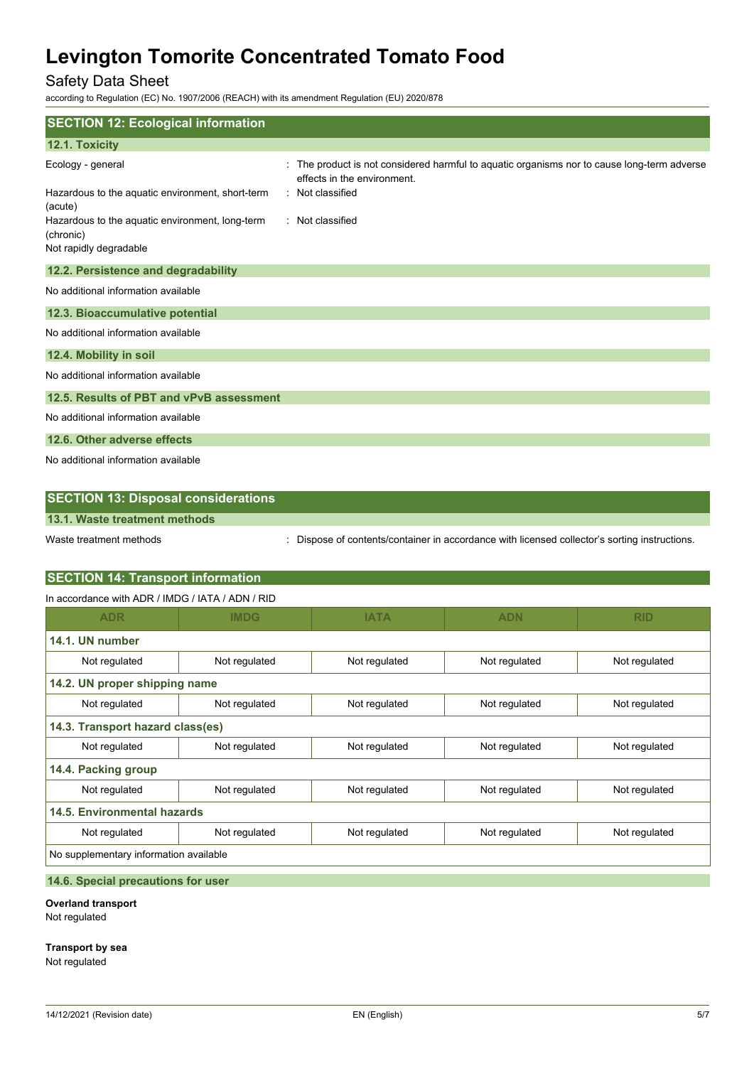## SECTION 12: Ecological information

### 12.1. Toxicity

| | |
|---|---|
| Ecology - general | : The product is not considered harmful to aquatic organisms nor to cause long-term adverse effects in the environment. |
| Hazardous to the aquatic environment, short-term (acute) | : Not classified |
| Hazardous to the aquatic environment, long-term (chronic) | : Not classified |

Not rapidly degradable

### 12.2. Persistence and degradability

No additional information available

### 12.3. Bioaccumulative potential

No additional information available

### 12.4. Mobility in soil

No additional information available

### 12.5. Results of PBT and vPvB assessment

No additional information available

### 12.6. Other adverse effects

No additional information available

## SECTION 13: Disposal considerations

### 13.1. Waste treatment methods

| | |
|---|---|
| Waste treatment methods | : Dispose of contents/container in accordance with licensed collector's sorting instructions. |

## SECTION 14: Transport information

In accordance with ADR / IMDG / IATA / ADN / RID

| ADR | IMDG | IATA | ADN | RID |
|---|---|---|---|---|
| **14.1. UN number** | | | | |
| Not regulated | Not regulated | Not regulated | Not regulated | Not regulated |
| **14.2. UN proper shipping name** | | | | |
| Not regulated | Not regulated | Not regulated | Not regulated | Not regulated |
| **14.3. Transport hazard class(es)** | | | | |
| Not regulated | Not regulated | Not regulated | Not regulated | Not regulated |
| **14.4. Packing group** | | | | |
| Not regulated | Not regulated | Not regulated | Not regulated | Not regulated |
| **14.5. Environmental hazards** | | | | |
| Not regulated | Not regulated | Not regulated | Not regulated | Not regulated |
| No supplementary information available | | | | |

### 14.6. Special precautions for user

**Overland transport**
Not regulated

**Transport by sea**
Not regulated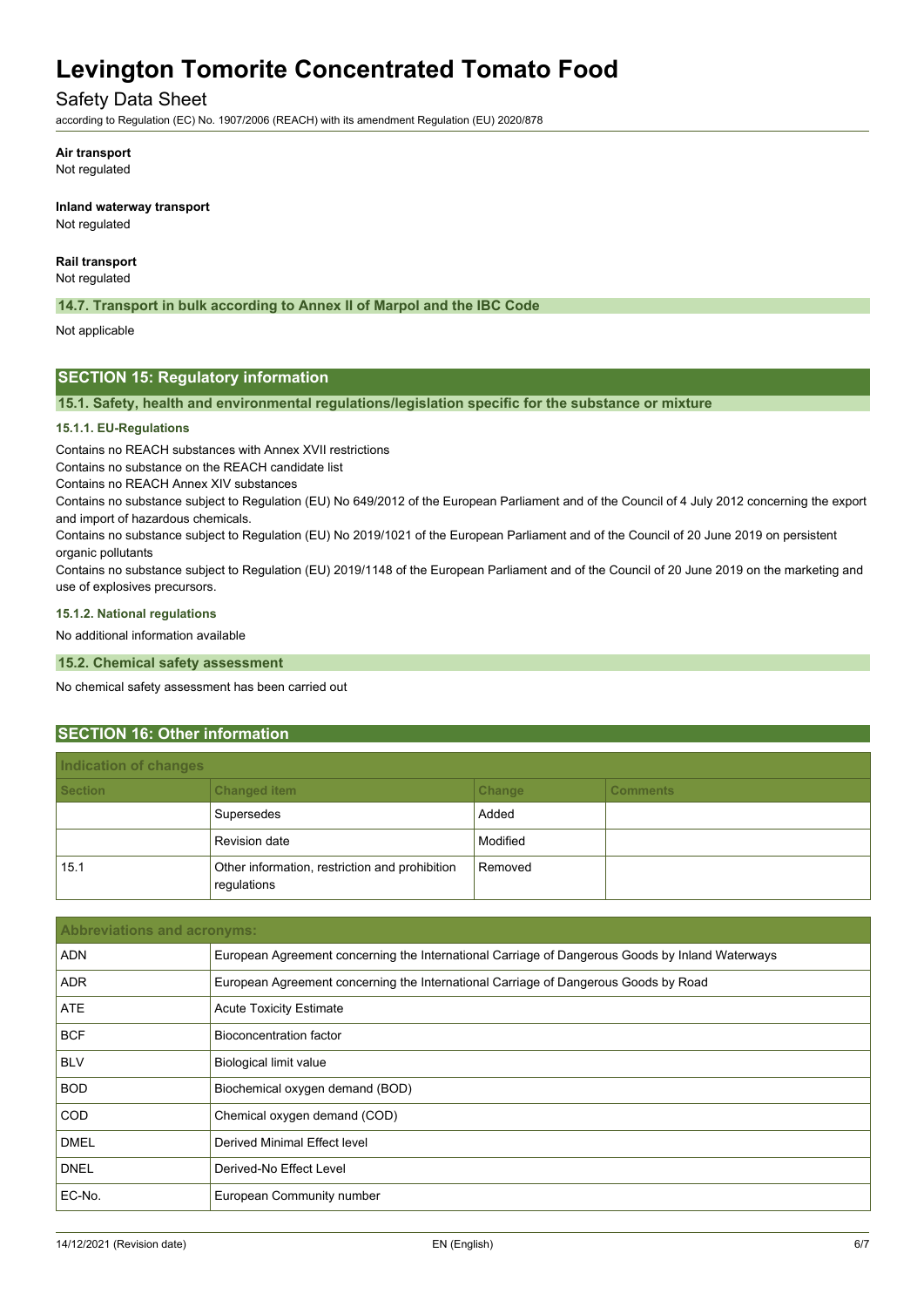**Air transport**

Not regulated

**Inland waterway transport**

Not regulated

**Rail transport**

Not regulated

### 14.7. Transport in bulk according to Annex II of Marpol and the IBC Code

Not applicable

## SECTION 15: Regulatory information

### 15.1. Safety, health and environmental regulations/legislation specific for the substance or mixture

#### 15.1.1. EU-Regulations

Contains no REACH substances with Annex XVII restrictions

Contains no substance on the REACH candidate list

Contains no REACH Annex XIV substances

Contains no substance subject to Regulation (EU) No 649/2012 of the European Parliament and of the Council of 4 July 2012 concerning the export and import of hazardous chemicals.

Contains no substance subject to Regulation (EU) No 2019/1021 of the European Parliament and of the Council of 20 June 2019 on persistent organic pollutants

Contains no substance subject to Regulation (EU) 2019/1148 of the European Parliament and of the Council of 20 June 2019 on the marketing and use of explosives precursors.

#### 15.1.2. National regulations

No additional information available

### 15.2. Chemical safety assessment

No chemical safety assessment has been carried out

## SECTION 16: Other information

| Indication of changes | | | |
|---|---|---|---|
| **Section** | **Changed item** | **Change** | **Comments** |
| | Supersedes | Added | |
| | Revision date | Modified | |
| 15.1 | Other information, restriction and prohibition regulations | Removed | |

| Abbreviations and acronyms: | |
|---|---|
| ADN | European Agreement concerning the International Carriage of Dangerous Goods by Inland Waterways |
| ADR | European Agreement concerning the International Carriage of Dangerous Goods by Road |
| ATE | Acute Toxicity Estimate |
| BCF | Bioconcentration factor |
| BLV | Biological limit value |
| BOD | Biochemical oxygen demand (BOD) |
| COD | Chemical oxygen demand (COD) |
| DMEL | Derived Minimal Effect level |
| DNEL | Derived-No Effect Level |
| EC-No. | European Community number |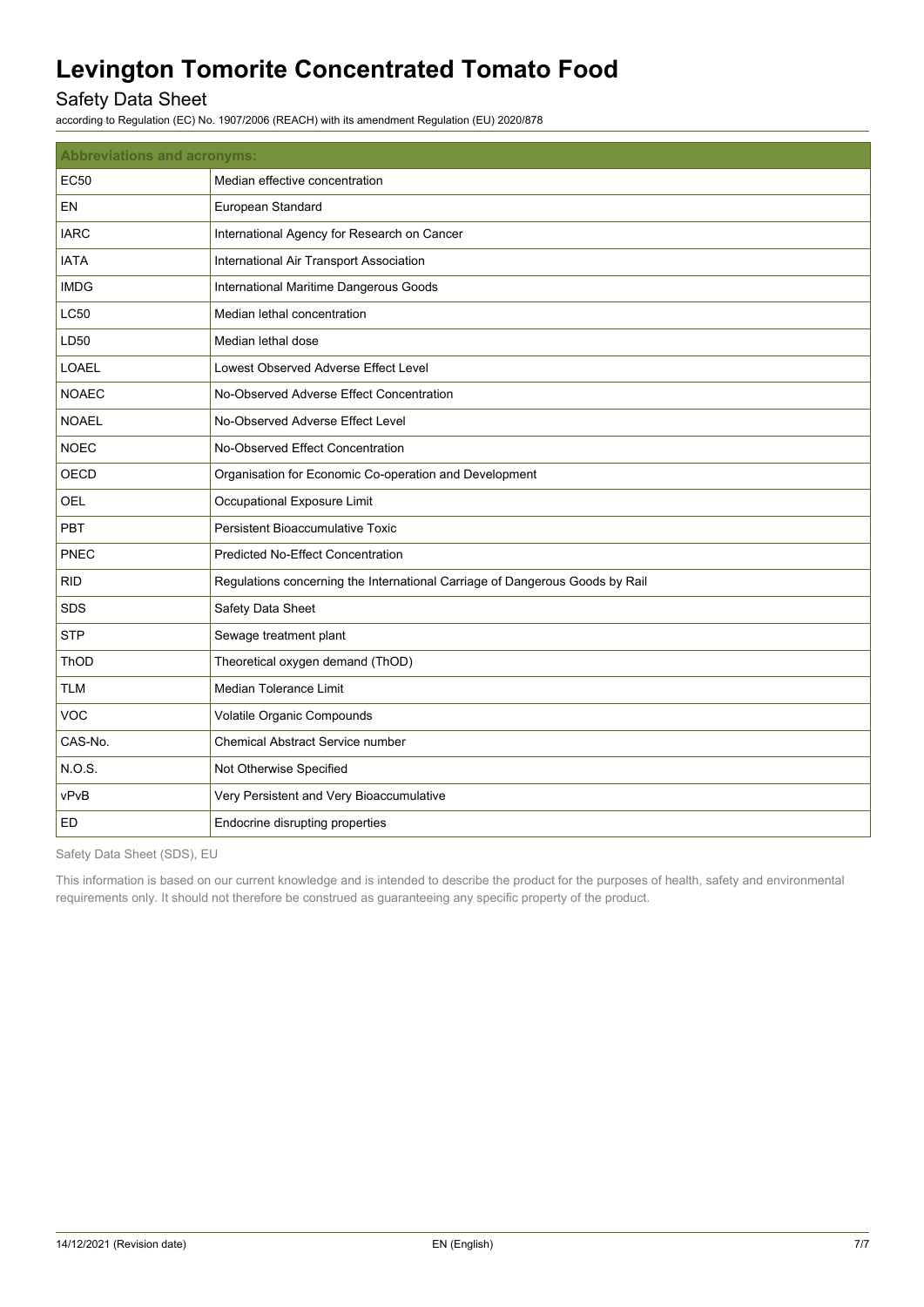| Abbreviations and acronyms: | |
|---|---|
| EC50 | Median effective concentration |
| EN | European Standard |
| IARC | International Agency for Research on Cancer |
| IATA | International Air Transport Association |
| IMDG | International Maritime Dangerous Goods |
| LC50 | Median lethal concentration |
| LD50 | Median lethal dose |
| LOAEL | Lowest Observed Adverse Effect Level |
| NOAEC | No-Observed Adverse Effect Concentration |
| NOAEL | No-Observed Adverse Effect Level |
| NOEC | No-Observed Effect Concentration |
| OECD | Organisation for Economic Co-operation and Development |
| OEL | Occupational Exposure Limit |
| PBT | Persistent Bioaccumulative Toxic |
| PNEC | Predicted No-Effect Concentration |
| RID | Regulations concerning the International Carriage of Dangerous Goods by Rail |
| SDS | Safety Data Sheet |
| STP | Sewage treatment plant |
| ThOD | Theoretical oxygen demand (ThOD) |
| TLM | Median Tolerance Limit |
| VOC | Volatile Organic Compounds |
| CAS-No. | Chemical Abstract Service number |
| N.O.S. | Not Otherwise Specified |
| vPvB | Very Persistent and Very Bioaccumulative |
| ED | Endocrine disrupting properties |

Safety Data Sheet (SDS), EU

This information is based on our current knowledge and is intended to describe the product for the purposes of health, safety and environmental requirements only. It should not therefore be construed as guaranteeing any specific property of the product.